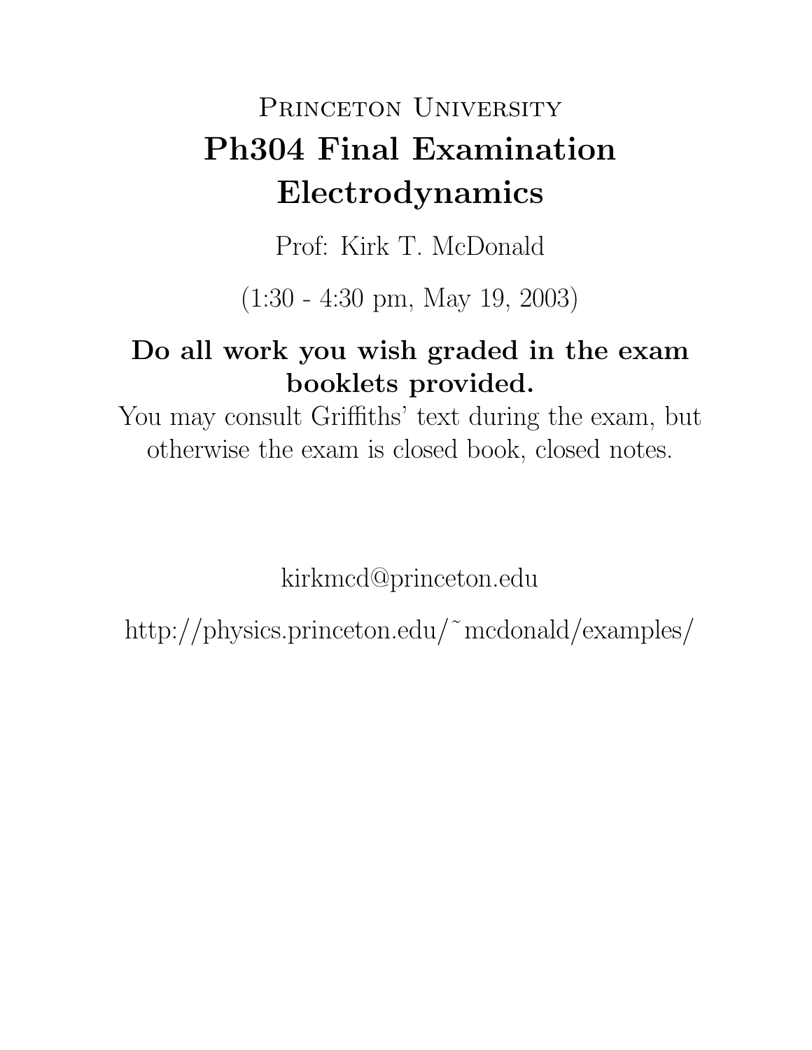Princeton University

# Ph304 Final Examination Electrodynamics

Prof: Kirk T. McDonald

(1:30 - 4:30 pm, May 19, 2003)

**Do all work you wish graded in the exam booklets provided.**

You may consult Griffiths' text during the exam, but otherwise the exam is closed book, closed notes.

kirkmcd@princeton.edu

http://physics.princeton.edu/~mcdonald/examples/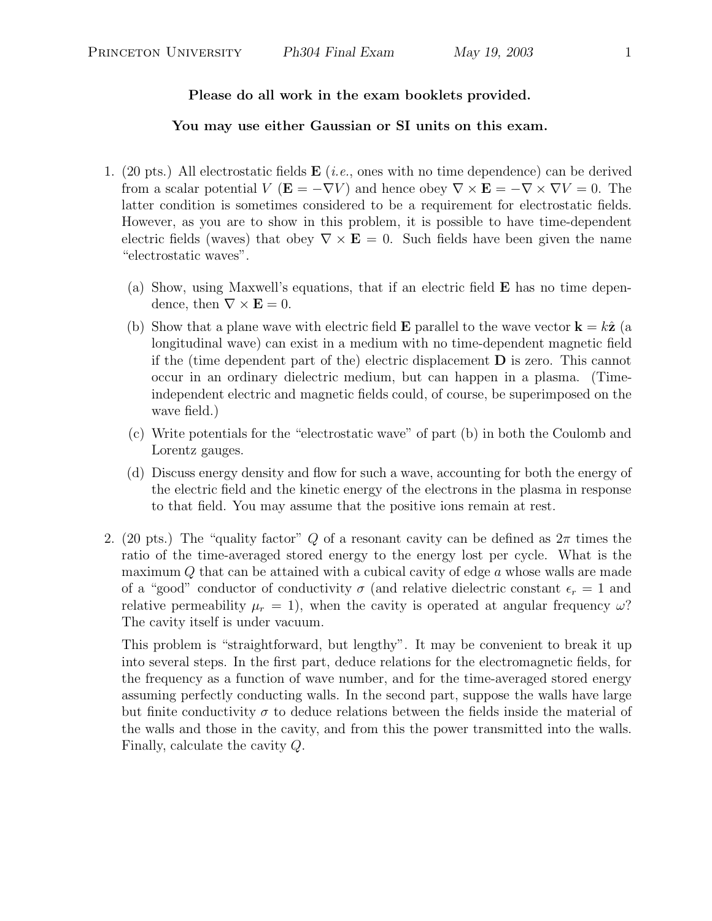**Please do all work in the exam booklets provided.**

**You may use either Gaussian or SI units on this exam.**

1. (20 pts.) All electrostatic fields $\mathbf{E}$ (*i.e.*, ones with no time dependence) can be derived from a scalar potential $V$ ($\mathbf{E} = -\nabla V$) and hence obey $\nabla \times \mathbf{E} = -\nabla \times \nabla V = 0$. The latter condition is sometimes considered to be a requirement for electrostatic fields. However, as you are to show in this problem, it is possible to have time-dependent electric fields (waves) that obey $\nabla \times \mathbf{E} = 0$. Such fields have been given the name "electrostatic waves".

   (a) Show, using Maxwell's equations, that if an electric field $\mathbf{E}$ has no time dependence, then $\nabla \times \mathbf{E} = 0$.

   (b) Show that a plane wave with electric field $\mathbf{E}$ parallel to the wave vector $\mathbf{k} = k\hat{\mathbf{z}}$ (a longitudinal wave) can exist in a medium with no time-dependent magnetic field if the (time dependent part of the) electric displacement $\mathbf{D}$ is zero. This cannot occur in an ordinary dielectric medium, but can happen in a plasma. (Time-independent electric and magnetic fields could, of course, be superimposed on the wave field.)

   (c) Write potentials for the "electrostatic wave" of part (b) in both the Coulomb and Lorentz gauges.

   (d) Discuss energy density and flow for such a wave, accounting for both the energy of the electric field and the kinetic energy of the electrons in the plasma in response to that field. You may assume that the positive ions remain at rest.

2. (20 pts.) The "quality factor" $Q$ of a resonant cavity can be defined as $2\pi$ times the ratio of the time-averaged stored energy to the energy lost per cycle. What is the maximum $Q$ that can be attained with a cubical cavity of edge $a$ whose walls are made of a "good" conductor of conductivity $\sigma$ (and relative dielectric constant $\epsilon_r = 1$ and relative permeability $\mu_r = 1$), when the cavity is operated at angular frequency $\omega$? The cavity itself is under vacuum.

   This problem is "straightforward, but lengthy". It may be convenient to break it up into several steps. In the first part, deduce relations for the electromagnetic fields, for the frequency as a function of wave number, and for the time-averaged stored energy assuming perfectly conducting walls. In the second part, suppose the walls have large but finite conductivity $\sigma$ to deduce relations between the fields inside the material of the walls and those in the cavity, and from this the power transmitted into the walls. Finally, calculate the cavity $Q$.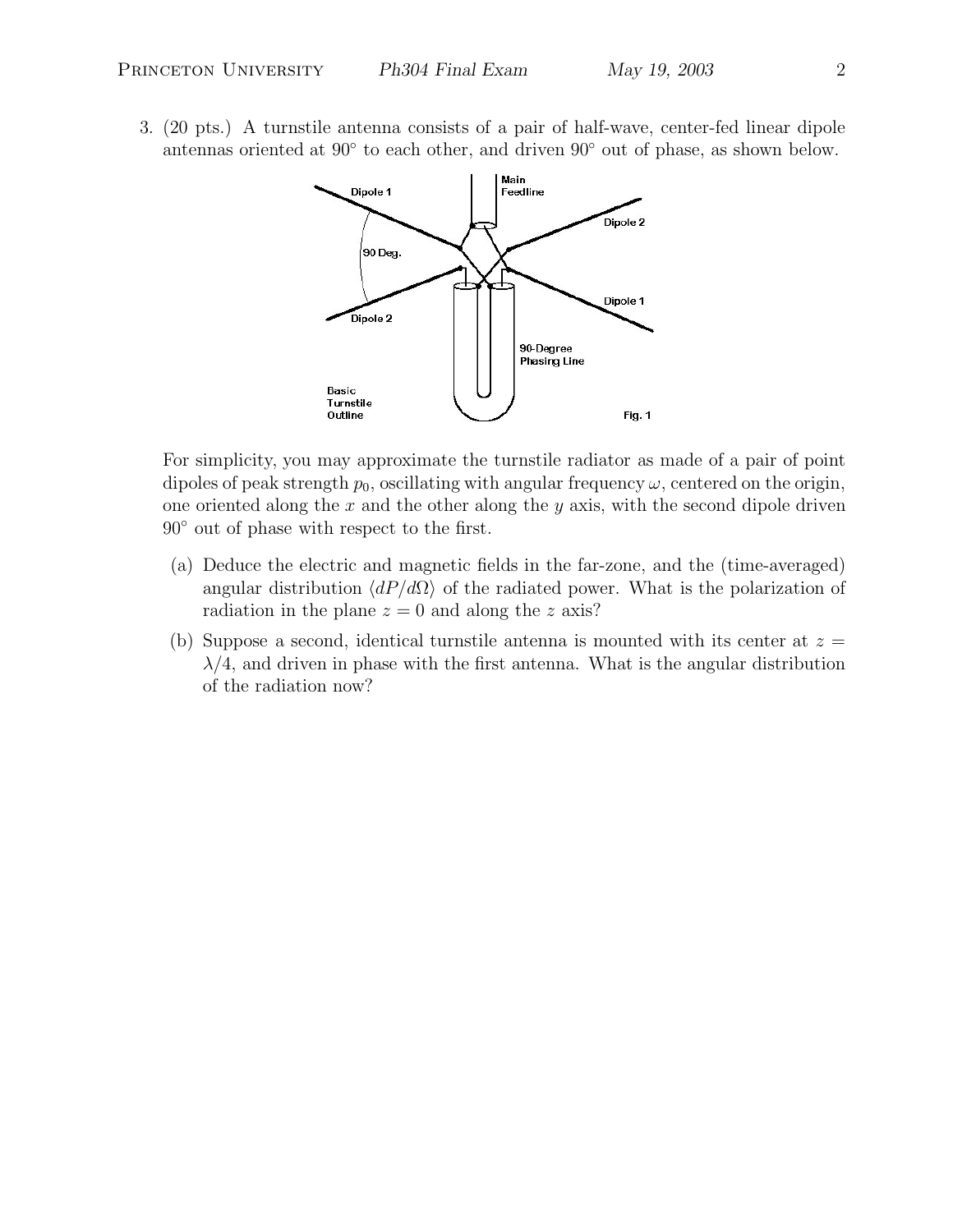3. (20 pts.) A turnstile antenna consists of a pair of half-wave, center-fed linear dipole antennas oriented at 90° to each other, and driven 90° out of phase, as shown below.

For simplicity, you may approximate the turnstile radiator as made of a pair of point dipoles of peak strength $p_0$, oscillating with angular frequency $\omega$, centered on the origin, one oriented along the $x$ and the other along the $y$ axis, with the second dipole driven 90° out of phase with respect to the first.

(a) Deduce the electric and magnetic fields in the far-zone, and the (time-averaged) angular distribution $\langle dP/d\Omega \rangle$ of the radiated power. What is the polarization of radiation in the plane $z = 0$ and along the $z$ axis?

(b) Suppose a second, identical turnstile antenna is mounted with its center at $z = \lambda/4$, and driven in phase with the first antenna. What is the angular distribution of the radiation now?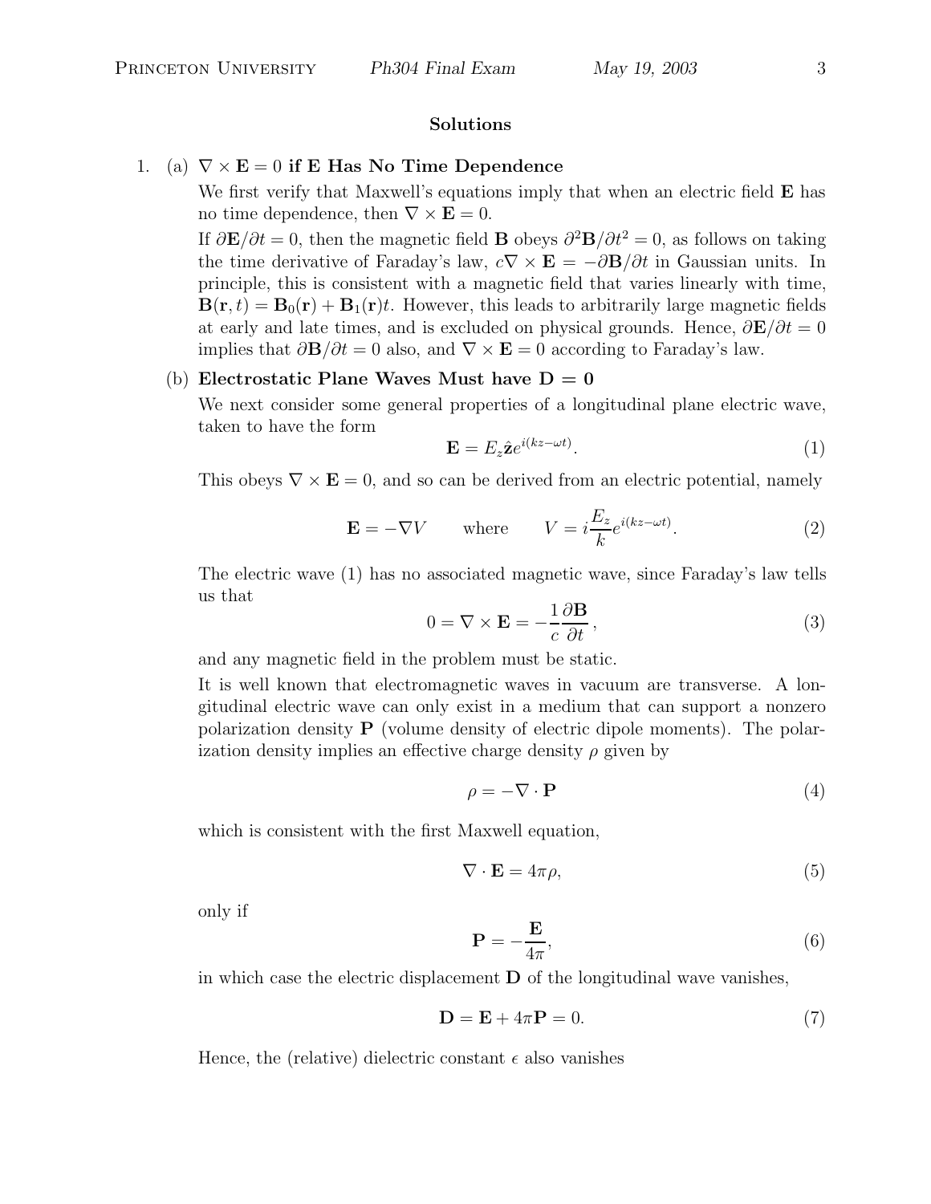## Solutions

1. (a) **$\nabla \times \mathbf{E} = 0$ if E Has No Time Dependence**

We first verify that Maxwell's equations imply that when an electric field $\mathbf{E}$ has no time dependence, then $\nabla \times \mathbf{E} = 0$.

If $\partial \mathbf{E}/\partial t = 0$, then the magnetic field $\mathbf{B}$ obeys $\partial^2 \mathbf{B}/\partial t^2 = 0$, as follows on taking the time derivative of Faraday's law, $c\nabla \times \mathbf{E} = -\partial \mathbf{B}/\partial t$ in Gaussian units. In principle, this is consistent with a magnetic field that varies linearly with time, $\mathbf{B}(\mathbf{r}, t) = \mathbf{B}_0(\mathbf{r}) + \mathbf{B}_1(\mathbf{r})t$. However, this leads to arbitrarily large magnetic fields at early and late times, and is excluded on physical grounds. Hence, $\partial \mathbf{E}/\partial t = 0$ implies that $\partial \mathbf{B}/\partial t = 0$ also, and $\nabla \times \mathbf{E} = 0$ according to Faraday's law.

(b) **Electrostatic Plane Waves Must have D = 0**

We next consider some general properties of a longitudinal plane electric wave, taken to have the form

$$\mathbf{E} = E_z \hat{\mathbf{z}} e^{i(kz - \omega t)}. \tag{1}$$

This obeys $\nabla \times \mathbf{E} = 0$, and so can be derived from an electric potential, namely

$$\mathbf{E} = -\nabla V \qquad \text{where} \qquad V = i\frac{E_z}{k} e^{i(kz-\omega t)}. \tag{2}$$

The electric wave (1) has no associated magnetic wave, since Faraday's law tells us that

$$0 = \nabla \times \mathbf{E} = -\frac{1}{c}\frac{\partial \mathbf{B}}{\partial t}, \tag{3}$$

and any magnetic field in the problem must be static.

It is well known that electromagnetic waves in vacuum are transverse. A longitudinal electric wave can only exist in a medium that can support a nonzero polarization density $\mathbf{P}$ (volume density of electric dipole moments). The polarization density implies an effective charge density $\rho$ given by

$$\rho = -\nabla \cdot \mathbf{P} \tag{4}$$

which is consistent with the first Maxwell equation,

$$\nabla \cdot \mathbf{E} = 4\pi\rho, \tag{5}$$

only if

$$\mathbf{P} = -\frac{\mathbf{E}}{4\pi}, \tag{6}$$

in which case the electric displacement $\mathbf{D}$ of the longitudinal wave vanishes,

$$\mathbf{D} = \mathbf{E} + 4\pi\mathbf{P} = 0. \tag{7}$$

Hence, the (relative) dielectric constant $\epsilon$ also vanishes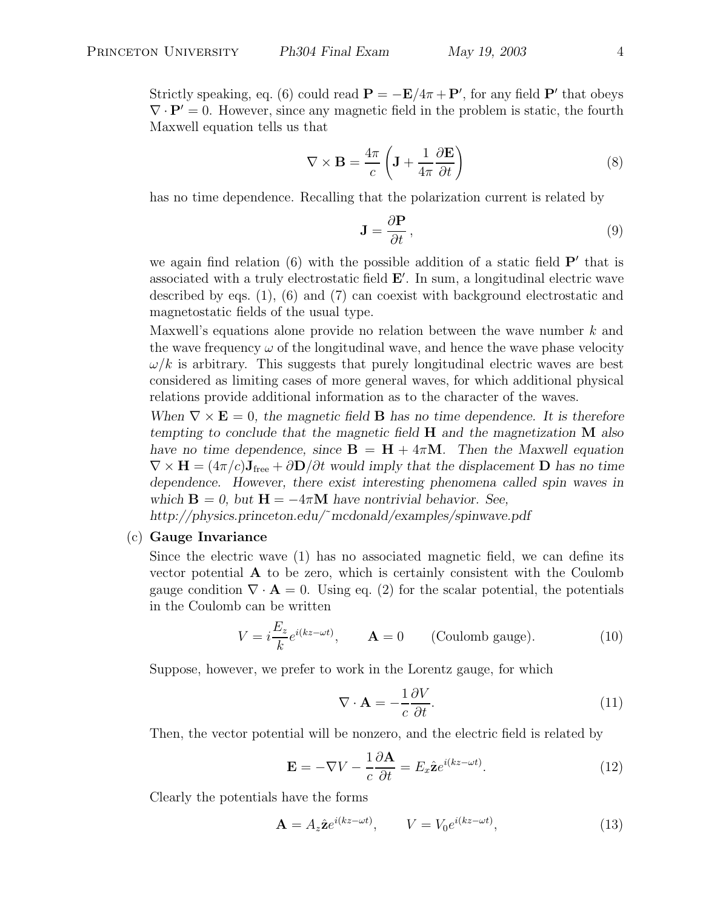Strictly speaking, eq. (6) could read $\mathbf{P} = -\mathbf{E}/4\pi + \mathbf{P}'$, for any field $\mathbf{P}'$ that obeys $\nabla \cdot \mathbf{P}' = 0$. However, since any magnetic field in the problem is static, the fourth Maxwell equation tells us that

$$\nabla \times \mathbf{B} = \frac{4\pi}{c}\left(\mathbf{J} + \frac{1}{4\pi}\frac{\partial \mathbf{E}}{\partial t}\right) \tag{8}$$

has no time dependence. Recalling that the polarization current is related by

$$\mathbf{J} = \frac{\partial \mathbf{P}}{\partial t}\,, \tag{9}$$

we again find relation (6) with the possible addition of a static field $\mathbf{P}'$ that is associated with a truly electrostatic field $\mathbf{E}'$. In sum, a longitudinal electric wave described by eqs. (1), (6) and (7) can coexist with background electrostatic and magnetostatic fields of the usual type.

Maxwell's equations alone provide no relation between the wave number $k$ and the wave frequency $\omega$ of the longitudinal wave, and hence the wave phase velocity $\omega/k$ is arbitrary. This suggests that purely longitudinal electric waves are best considered as limiting cases of more general waves, for which additional physical relations provide additional information as to the character of the waves.

*When $\nabla \times \mathbf{E} = 0$, the magnetic field $\mathbf{B}$ has no time dependence. It is therefore tempting to conclude that the magnetic field $\mathbf{H}$ and the magnetization $\mathbf{M}$ also have no time dependence, since $\mathbf{B} = \mathbf{H} + 4\pi\mathbf{M}$. Then the Maxwell equation $\nabla \times \mathbf{H} = (4\pi/c)\mathbf{J}_{\rm free} + \partial\mathbf{D}/\partial t$ would imply that the displacement $\mathbf{D}$ has no time dependence. However, there exist interesting phenomena called spin waves in which $\mathbf{B} = 0$, but $\mathbf{H} = -4\pi\mathbf{M}$ have nontrivial behavior. See, http://physics.princeton.edu/~mcdonald/examples/spinwave.pdf*

(c) **Gauge Invariance**

Since the electric wave (1) has no associated magnetic field, we can define its vector potential $\mathbf{A}$ to be zero, which is certainly consistent with the Coulomb gauge condition $\nabla \cdot \mathbf{A} = 0$. Using eq. (2) for the scalar potential, the potentials in the Coulomb can be written

$$V = i\frac{E_z}{k}e^{i(kz-\omega t)}, \qquad \mathbf{A} = 0 \qquad \text{(Coulomb gauge)}. \tag{10}$$

Suppose, however, we prefer to work in the Lorentz gauge, for which

$$\nabla \cdot \mathbf{A} = -\frac{1}{c}\frac{\partial V}{\partial t}. \tag{11}$$

Then, the vector potential will be nonzero, and the electric field is related by

$$\mathbf{E} = -\nabla V - \frac{1}{c}\frac{\partial \mathbf{A}}{\partial t} = E_x \hat{\mathbf{z}} e^{i(kz-\omega t)}. \tag{12}$$

Clearly the potentials have the forms

$$\mathbf{A} = A_z \hat{\mathbf{z}} e^{i(kz-\omega t)}, \qquad V = V_0 e^{i(kz-\omega t)}, \tag{13}$$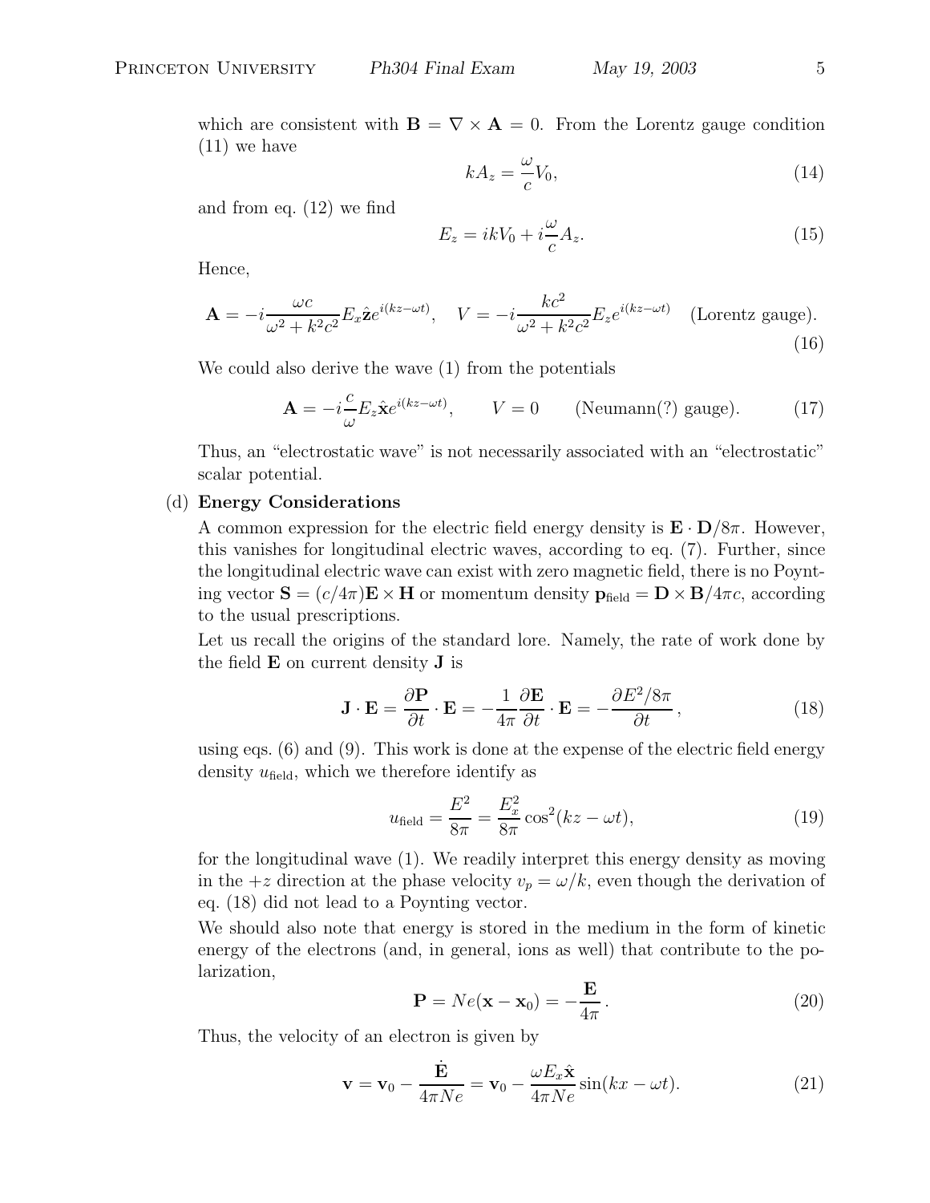which are consistent with $\mathbf{B} = \nabla \times \mathbf{A} = 0$. From the Lorentz gauge condition (11) we have

$$kA_z = \frac{\omega}{c} V_0, \tag{14}$$

and from eq. (12) we find

$$E_z = ikV_0 + i\frac{\omega}{c} A_z. \tag{15}$$

Hence,

$$\mathbf{A} = -i\frac{\omega c}{\omega^2 + k^2 c^2} E_x \hat{\mathbf{z}} e^{i(kz-\omega t)}, \quad V = -i\frac{kc^2}{\omega^2 + k^2 c^2} E_z e^{i(kz-\omega t)} \quad \text{(Lorentz gauge)}. \tag{16}$$

We could also derive the wave (1) from the potentials

$$\mathbf{A} = -i\frac{c}{\omega} E_z \hat{\mathbf{x}} e^{i(kz-\omega t)}, \qquad V = 0 \qquad \text{(Neumann(?) gauge)}. \tag{17}$$

Thus, an "electrostatic wave" is not necessarily associated with an "electrostatic" scalar potential.

(d) **Energy Considerations**

A common expression for the electric field energy density is $\mathbf{E} \cdot \mathbf{D}/8\pi$. However, this vanishes for longitudinal electric waves, according to eq. (7). Further, since the longitudinal electric wave can exist with zero magnetic field, there is no Poynting vector $\mathbf{S} = (c/4\pi)\mathbf{E} \times \mathbf{H}$ or momentum density $\mathbf{p}_{\text{field}} = \mathbf{D} \times \mathbf{B}/4\pi c$, according to the usual prescriptions.

Let us recall the origins of the standard lore. Namely, the rate of work done by the field $\mathbf{E}$ on current density $\mathbf{J}$ is

$$\mathbf{J} \cdot \mathbf{E} = \frac{\partial \mathbf{P}}{\partial t} \cdot \mathbf{E} = -\frac{1}{4\pi} \frac{\partial \mathbf{E}}{\partial t} \cdot \mathbf{E} = -\frac{\partial E^2/8\pi}{\partial t}, \tag{18}$$

using eqs. (6) and (9). This work is done at the expense of the electric field energy density $u_{\text{field}}$, which we therefore identify as

$$u_{\text{field}} = \frac{E^2}{8\pi} = \frac{E_x^2}{8\pi} \cos^2(kz - \omega t), \tag{19}$$

for the longitudinal wave (1). We readily interpret this energy density as moving in the $+z$ direction at the phase velocity $v_p = \omega/k$, even though the derivation of eq. (18) did not lead to a Poynting vector.

We should also note that energy is stored in the medium in the form of kinetic energy of the electrons (and, in general, ions as well) that contribute to the polarization,

$$\mathbf{P} = Ne(\mathbf{x} - \mathbf{x}_0) = -\frac{\mathbf{E}}{4\pi}. \tag{20}$$

Thus, the velocity of an electron is given by

$$\mathbf{v} = \mathbf{v}_0 - \frac{\dot{\mathbf{E}}}{4\pi Ne} = \mathbf{v}_0 - \frac{\omega E_x \hat{\mathbf{x}}}{4\pi Ne} \sin(kx - \omega t). \tag{21}$$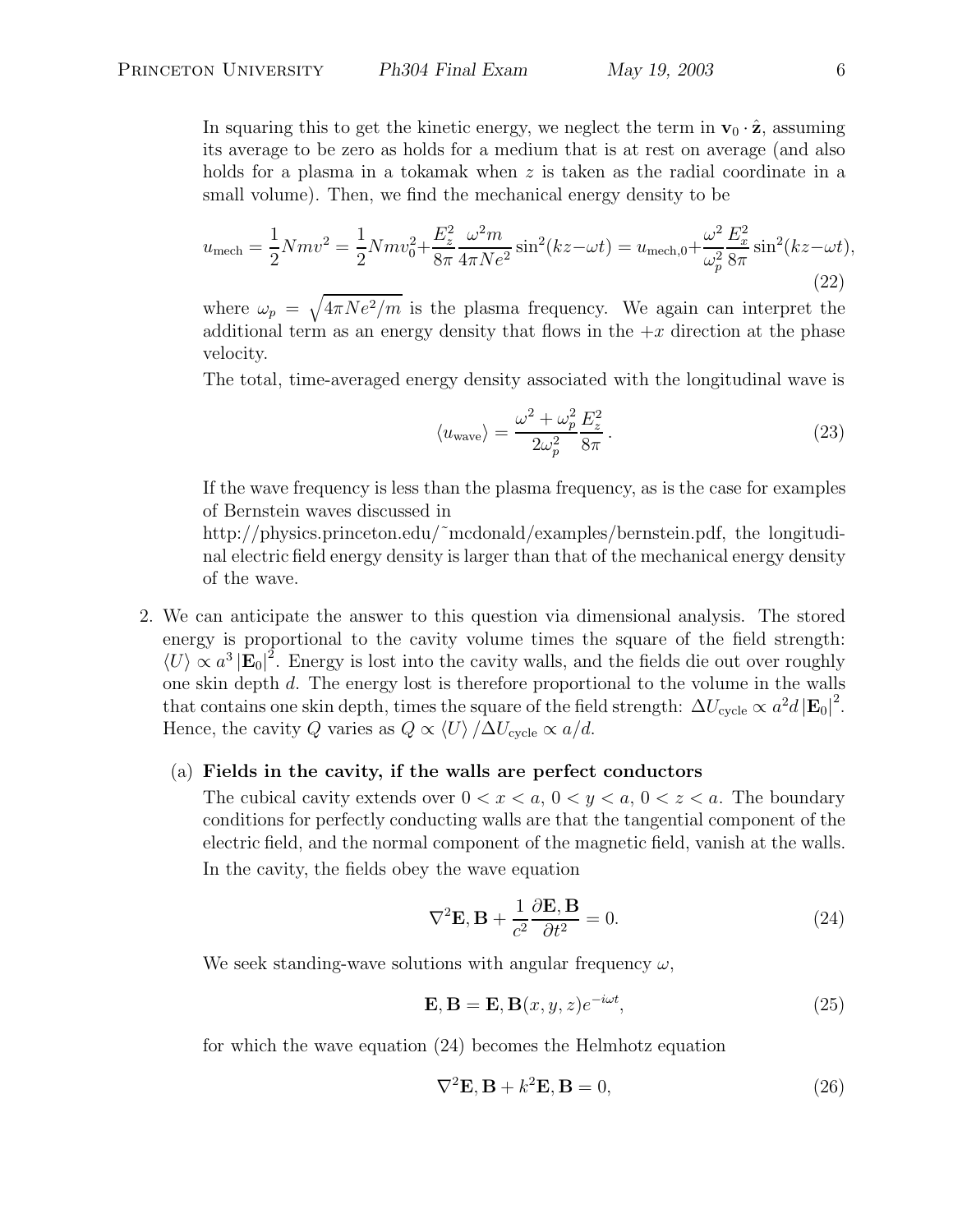In squaring this to get the kinetic energy, we neglect the term in $\mathbf{v}_0 \cdot \hat{\mathbf{z}}$, assuming its average to be zero as holds for a medium that is at rest on average (and also holds for a plasma in a tokamak when $z$ is taken as the radial coordinate in a small volume). Then, we find the mechanical energy density to be

$$u_{\rm mech} = \frac{1}{2} N m v^2 = \frac{1}{2} N m v_0^2 + \frac{E_z^2}{8\pi} \frac{\omega^2 m}{4\pi N e^2} \sin^2(kz - \omega t) = u_{\rm mech,0} + \frac{\omega^2}{\omega_p^2} \frac{E_x^2}{8\pi} \sin^2(kz - \omega t), \tag{22}$$

where $\omega_p = \sqrt{4\pi N e^2/m}$ is the plasma frequency. We again can interpret the additional term as an energy density that flows in the $+x$ direction at the phase velocity.

The total, time-averaged energy density associated with the longitudinal wave is

$$\langle u_{\rm wave} \rangle = \frac{\omega^2 + \omega_p^2}{2\omega_p^2} \frac{E_z^2}{8\pi}. \tag{23}$$

If the wave frequency is less than the plasma frequency, as is the case for examples of Bernstein waves discussed in
http://physics.princeton.edu/~mcdonald/examples/bernstein.pdf, the longitudinal electric field energy density is larger than that of the mechanical energy density of the wave.

2. We can anticipate the answer to this question via dimensional analysis. The stored energy is proportional to the cavity volume times the square of the field strength: $\langle U \rangle \propto a^3 |\mathbf{E}_0|^2$. Energy is lost into the cavity walls, and the fields die out over roughly one skin depth $d$. The energy lost is therefore proportional to the volume in the walls that contains one skin depth, times the square of the field strength: $\Delta U_{\rm cycle} \propto a^2 d |\mathbf{E}_0|^2$. Hence, the cavity $Q$ varies as $Q \propto \langle U \rangle / \Delta U_{\rm cycle} \propto a/d$.

   (a) **Fields in the cavity, if the walls are perfect conductors**

   The cubical cavity extends over $0 < x < a$, $0 < y < a$, $0 < z < a$. The boundary conditions for perfectly conducting walls are that the tangential component of the electric field, and the normal component of the magnetic field, vanish at the walls.

   In the cavity, the fields obey the wave equation

$$\nabla^2 \mathbf{E}, \mathbf{B} + \frac{1}{c^2} \frac{\partial \mathbf{E}, \mathbf{B}}{\partial t^2} = 0. \tag{24}$$

   We seek standing-wave solutions with angular frequency $\omega$,

$$\mathbf{E}, \mathbf{B} = \mathbf{E}, \mathbf{B}(x, y, z) e^{-i\omega t}, \tag{25}$$

   for which the wave equation (24) becomes the Helmhotz equation

$$\nabla^2 \mathbf{E}, \mathbf{B} + k^2 \mathbf{E}, \mathbf{B} = 0, \tag{26}$$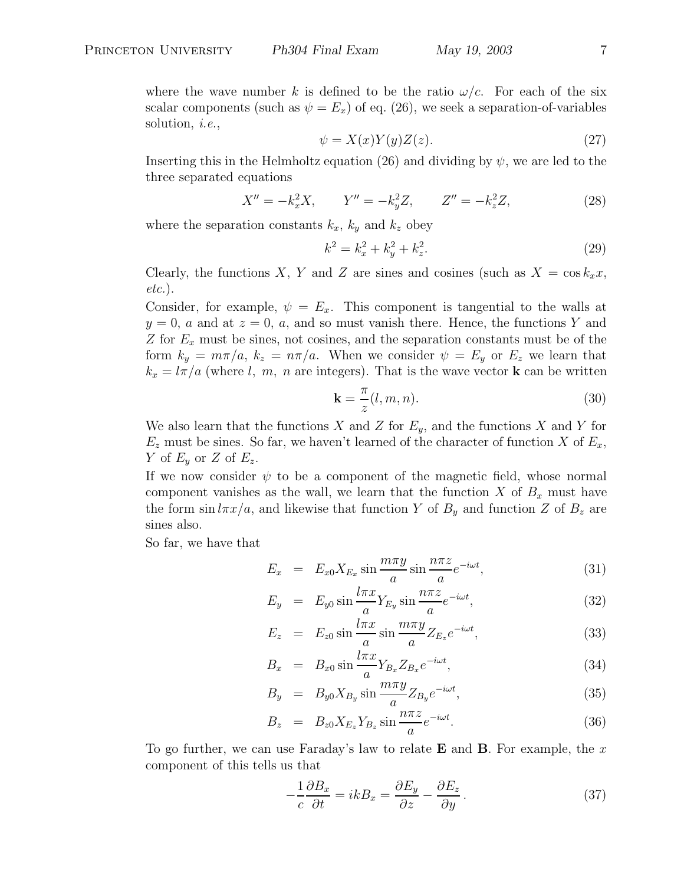where the wave number $k$ is defined to be the ratio $\omega/c$. For each of the six scalar components (such as $\psi = E_x$) of eq. (26), we seek a separation-of-variables solution, *i.e.*,

$$\psi = X(x)Y(y)Z(z). \tag{27}$$

Inserting this in the Helmholtz equation (26) and dividing by $\psi$, we are led to the three separated equations

$$X'' = -k_x^2 X, \qquad Y'' = -k_y^2 Z, \qquad Z'' = -k_z^2 Z, \tag{28}$$

where the separation constants $k_x$, $k_y$ and $k_z$ obey

$$k^2 = k_x^2 + k_y^2 + k_z^2. \tag{29}$$

Clearly, the functions $X$, $Y$ and $Z$ are sines and cosines (such as $X = \cos k_x x$, *etc.*).

Consider, for example, $\psi = E_x$. This component is tangential to the walls at $y = 0$, $a$ and at $z = 0$, $a$, and so must vanish there. Hence, the functions $Y$ and $Z$ for $E_x$ must be sines, not cosines, and the separation constants must be of the form $k_y = m\pi/a$, $k_z = n\pi/a$. When we consider $\psi = E_y$ or $E_z$ we learn that $k_x = l\pi/a$ (where $l$, $m$, $n$ are integers). That is the wave vector $\mathbf{k}$ can be written

$$\mathbf{k} = \frac{\pi}{z}(l, m, n). \tag{30}$$

We also learn that the functions $X$ and $Z$ for $E_y$, and the functions $X$ and $Y$ for $E_z$ must be sines. So far, we haven't learned of the character of function $X$ of $E_x$, $Y$ of $E_y$ or $Z$ of $E_z$.

If we now consider $\psi$ to be a component of the magnetic field, whose normal component vanishes as the wall, we learn that the function $X$ of $B_x$ must have the form $\sin l\pi x/a$, and likewise that function $Y$ of $B_y$ and function $Z$ of $B_z$ are sines also.

So far, we have that

$$E_x = E_{x0} X_{E_x} \sin\frac{m\pi y}{a} \sin\frac{n\pi z}{a} e^{-i\omega t}, \tag{31}$$

$$E_y = E_{y0} \sin\frac{l\pi x}{a} Y_{E_y} \sin\frac{n\pi z}{a} e^{-i\omega t}, \tag{32}$$

$$E_z = E_{z0} \sin\frac{l\pi x}{a} \sin\frac{m\pi y}{a} Z_{E_z} e^{-i\omega t}, \tag{33}$$

$$B_x = B_{x0} \sin\frac{l\pi x}{a} Y_{B_x} Z_{B_x} e^{-i\omega t}, \tag{34}$$

$$B_y = B_{y0} X_{B_y} \sin\frac{m\pi y}{a} Z_{B_y} e^{-i\omega t}, \tag{35}$$

$$B_z = B_{z0} X_{E_z} Y_{B_z} \sin\frac{n\pi z}{a} e^{-i\omega t}. \tag{36}$$

To go further, we can use Faraday's law to relate $\mathbf{E}$ and $\mathbf{B}$. For example, the $x$ component of this tells us that

$$-\frac{1}{c}\frac{\partial B_x}{\partial t} = ikB_x = \frac{\partial E_y}{\partial z} - \frac{\partial E_z}{\partial y}. \tag{37}$$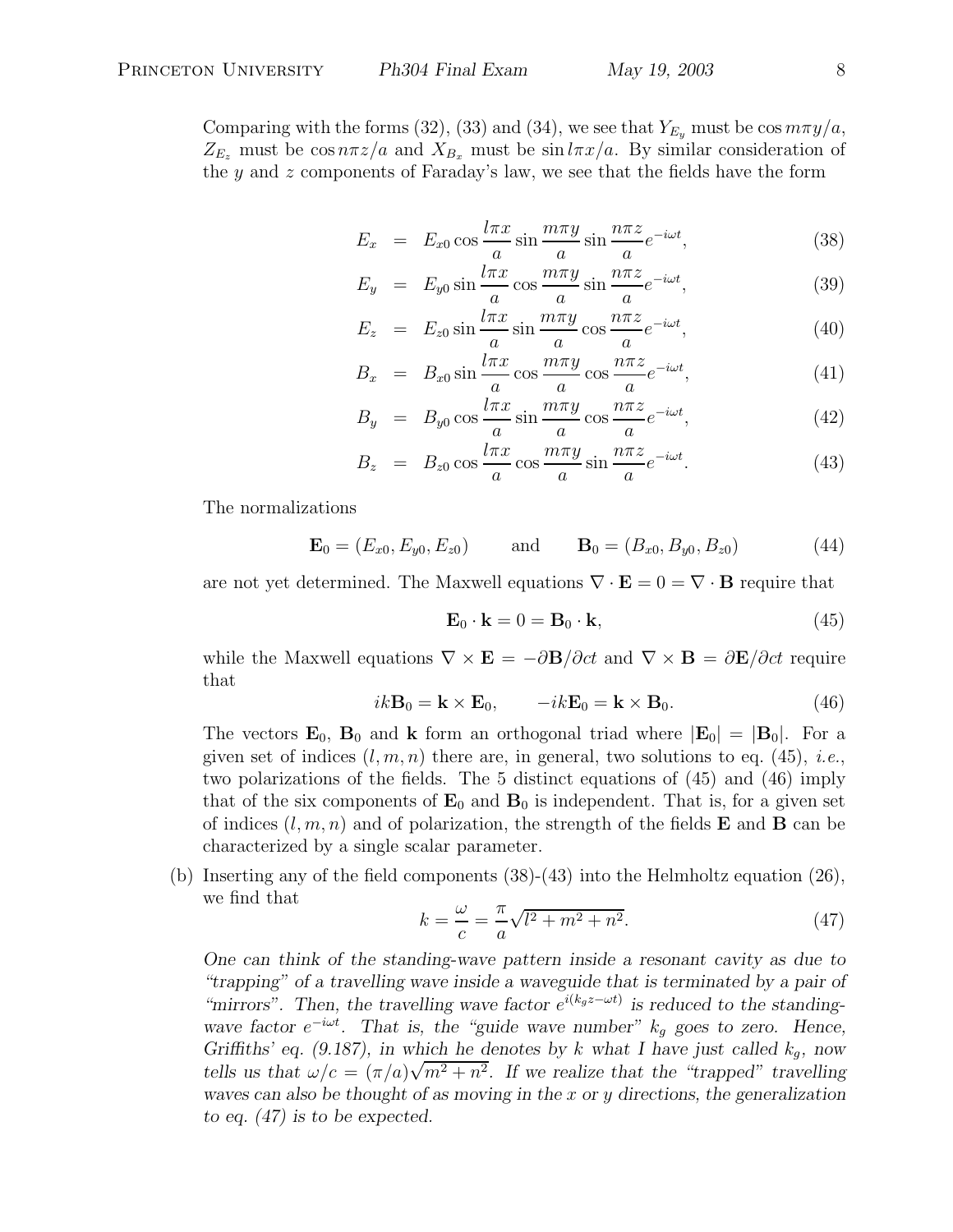Comparing with the forms (32), (33) and (34), we see that $Y_{E_y}$ must be $\cos m\pi y/a$, $Z_{E_z}$ must be $\cos n\pi z/a$ and $X_{B_x}$ must be $\sin l\pi x/a$. By similar consideration of the $y$ and $z$ components of Faraday's law, we see that the fields have the form

$$E_x = E_{x0} \cos \frac{l\pi x}{a} \sin \frac{m\pi y}{a} \sin \frac{n\pi z}{a} e^{-i\omega t}, \tag{38}$$

$$E_y = E_{y0} \sin \frac{l\pi x}{a} \cos \frac{m\pi y}{a} \sin \frac{n\pi z}{a} e^{-i\omega t}, \tag{39}$$

$$E_z = E_{z0} \sin \frac{l\pi x}{a} \sin \frac{m\pi y}{a} \cos \frac{n\pi z}{a} e^{-i\omega t}, \tag{40}$$

$$B_x = B_{x0} \sin \frac{l\pi x}{a} \cos \frac{m\pi y}{a} \cos \frac{n\pi z}{a} e^{-i\omega t}, \tag{41}$$

$$B_y = B_{y0} \cos \frac{l\pi x}{a} \sin \frac{m\pi y}{a} \cos \frac{n\pi z}{a} e^{-i\omega t}, \tag{42}$$

$$B_z = B_{z0} \cos \frac{l\pi x}{a} \cos \frac{m\pi y}{a} \sin \frac{n\pi z}{a} e^{-i\omega t}. \tag{43}$$

The normalizations

$$\mathbf{E}_0 = (E_{x0}, E_{y0}, E_{z0}) \qquad \text{and} \qquad \mathbf{B}_0 = (B_{x0}, B_{y0}, B_{z0}) \tag{44}$$

are not yet determined. The Maxwell equations $\nabla \cdot \mathbf{E} = 0 = \nabla \cdot \mathbf{B}$ require that

$$\mathbf{E}_0 \cdot \mathbf{k} = 0 = \mathbf{B}_0 \cdot \mathbf{k}, \tag{45}$$

while the Maxwell equations $\nabla \times \mathbf{E} = -\partial \mathbf{B}/\partial ct$ and $\nabla \times \mathbf{B} = \partial \mathbf{E}/\partial ct$ require that

$$ik\mathbf{B}_0 = \mathbf{k} \times \mathbf{E}_0, \qquad -ik\mathbf{E}_0 = \mathbf{k} \times \mathbf{B}_0. \tag{46}$$

The vectors $\mathbf{E}_0$, $\mathbf{B}_0$ and $\mathbf{k}$ form an orthogonal triad where $|\mathbf{E}_0| = |\mathbf{B}_0|$. For a given set of indices $(l, m, n)$ there are, in general, two solutions to eq. (45), *i.e.*, two polarizations of the fields. The 5 distinct equations of (45) and (46) imply that of the six components of $\mathbf{E}_0$ and $\mathbf{B}_0$ is independent. That is, for a given set of indices $(l, m, n)$ and of polarization, the strength of the fields $\mathbf{E}$ and $\mathbf{B}$ can be characterized by a single scalar parameter.

(b) Inserting any of the field components (38)-(43) into the Helmholtz equation (26), we find that

$$k = \frac{\omega}{c} = \frac{\pi}{a}\sqrt{l^2 + m^2 + n^2}. \tag{47}$$

*One can think of the standing-wave pattern inside a resonant cavity as due to "trapping" of a travelling wave inside a waveguide that is terminated by a pair of "mirrors". Then, the travelling wave factor $e^{i(k_g z - \omega t)}$ is reduced to the standing-wave factor $e^{-i\omega t}$. That is, the "guide wave number" $k_g$ goes to zero. Hence, Griffiths' eq. (9.187), in which he denotes by $k$ what I have just called $k_g$, now tells us that $\omega/c = (\pi/a)\sqrt{m^2 + n^2}$. If we realize that the "trapped" travelling waves can also be thought of as moving in the $x$ or $y$ directions, the generalization to eq. (47) is to be expected.*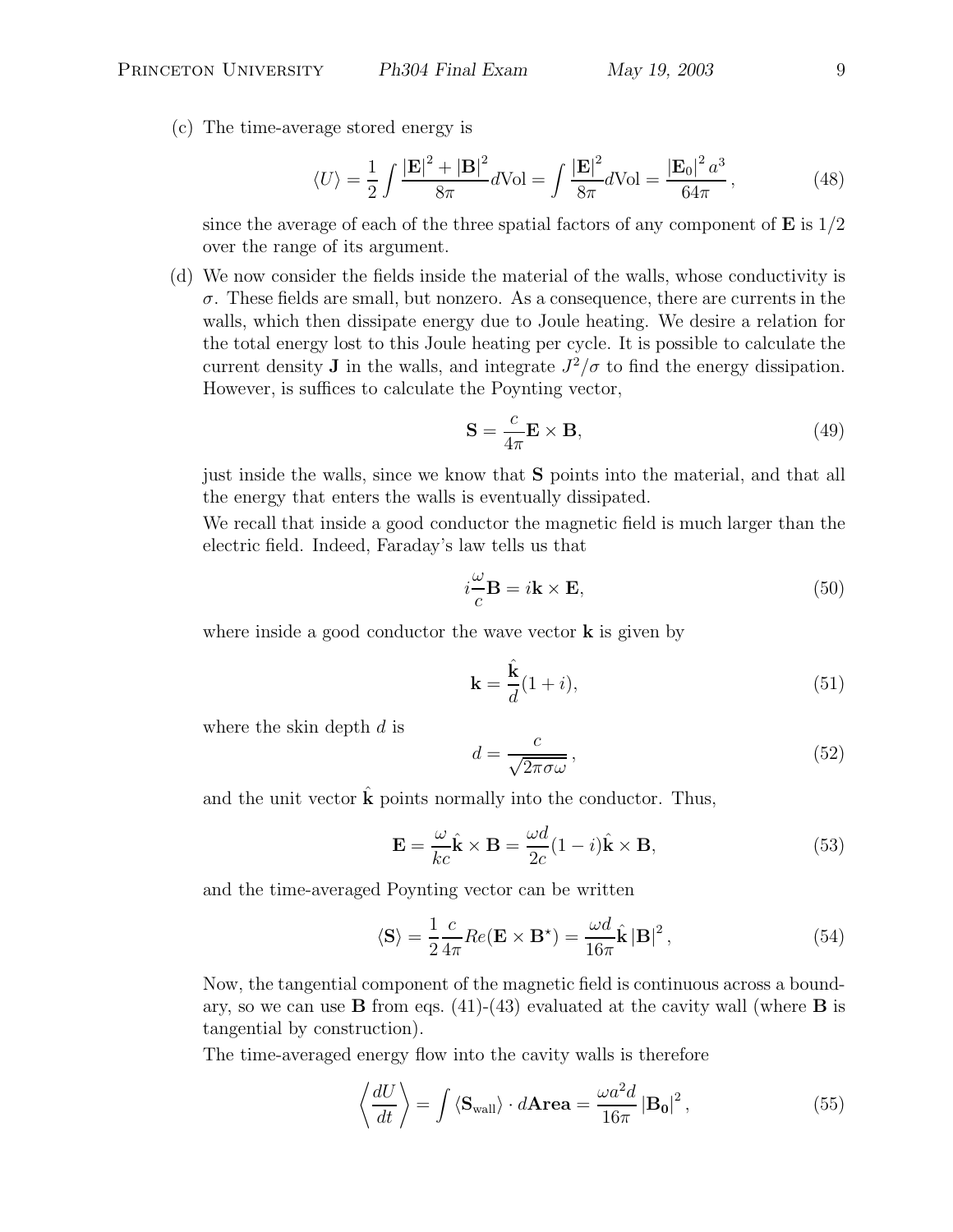(c) The time-average stored energy is

$$\langle U \rangle = \frac{1}{2} \int \frac{|\mathbf{E}|^2 + |\mathbf{B}|^2}{8\pi} d\text{Vol} = \int \frac{|\mathbf{E}|^2}{8\pi} d\text{Vol} = \frac{|\mathbf{E}_0|^2 a^3}{64\pi}, \tag{48}$$

since the average of each of the three spatial factors of any component of $\mathbf{E}$ is $1/2$ over the range of its argument.

(d) We now consider the fields inside the material of the walls, whose conductivity is $\sigma$. These fields are small, but nonzero. As a consequence, there are currents in the walls, which then dissipate energy due to Joule heating. We desire a relation for the total energy lost to this Joule heating per cycle. It is possible to calculate the current density $\mathbf{J}$ in the walls, and integrate $J^2/\sigma$ to find the energy dissipation. However, is suffices to calculate the Poynting vector,

$$\mathbf{S} = \frac{c}{4\pi} \mathbf{E} \times \mathbf{B}, \tag{49}$$

just inside the walls, since we know that $\mathbf{S}$ points into the material, and that all the energy that enters the walls is eventually dissipated.

We recall that inside a good conductor the magnetic field is much larger than the electric field. Indeed, Faraday's law tells us that

$$i\frac{\omega}{c}\mathbf{B} = i\mathbf{k} \times \mathbf{E}, \tag{50}$$

where inside a good conductor the wave vector $\mathbf{k}$ is given by

$$\mathbf{k} = \frac{\hat{\mathbf{k}}}{d}(1 + i), \tag{51}$$

where the skin depth $d$ is

$$d = \frac{c}{\sqrt{2\pi\sigma\omega}}, \tag{52}$$

and the unit vector $\hat{\mathbf{k}}$ points normally into the conductor. Thus,

$$\mathbf{E} = \frac{\omega}{kc} \hat{\mathbf{k}} \times \mathbf{B} = \frac{\omega d}{2c}(1 - i)\hat{\mathbf{k}} \times \mathbf{B}, \tag{53}$$

and the time-averaged Poynting vector can be written

$$\langle \mathbf{S} \rangle = \frac{1}{2}\frac{c}{4\pi} Re(\mathbf{E} \times \mathbf{B}^\star) = \frac{\omega d}{16\pi} \hat{\mathbf{k}} |\mathbf{B}|^2, \tag{54}$$

Now, the tangential component of the magnetic field is continuous across a boundary, so we can use $\mathbf{B}$ from eqs. (41)-(43) evaluated at the cavity wall (where $\mathbf{B}$ is tangential by construction).

The time-averaged energy flow into the cavity walls is therefore

$$\left\langle \frac{dU}{dt} \right\rangle = \int \langle \mathbf{S}_{\text{wall}} \rangle \cdot d\mathbf{Area} = \frac{\omega a^2 d}{16\pi} |\mathbf{B_0}|^2, \tag{55}$$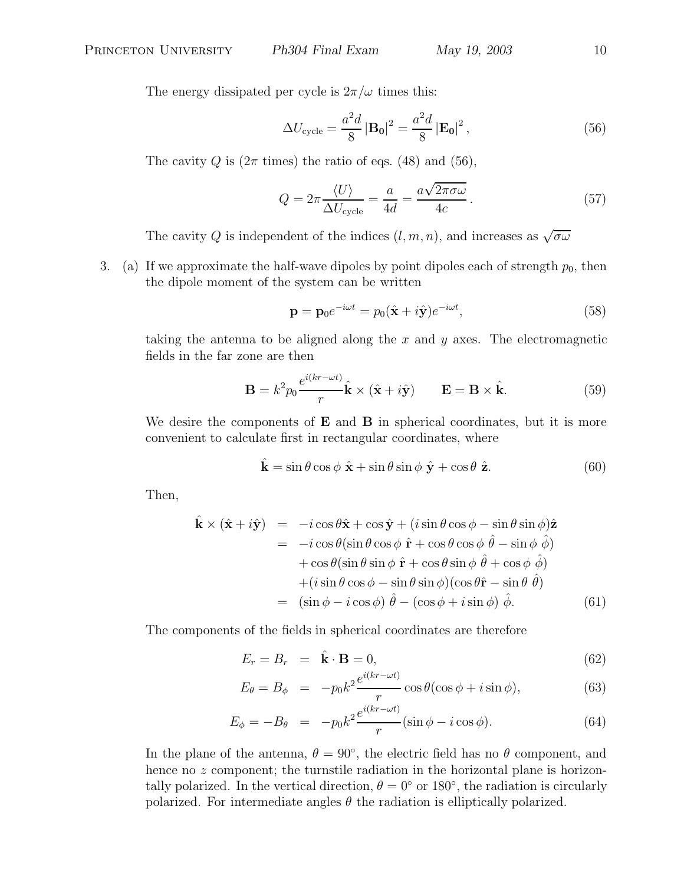The energy dissipated per cycle is $2\pi/\omega$ times this:

$$\Delta U_{\rm cycle} = \frac{a^2 d}{8} \left|\mathbf{B_0}\right|^2 = \frac{a^2 d}{8} \left|\mathbf{E_0}\right|^2, \tag{56}$$

The cavity $Q$ is ($2\pi$ times) the ratio of eqs. (48) and (56),

$$Q = 2\pi \frac{\langle U \rangle}{\Delta U_{\rm cycle}} = \frac{a}{4d} = \frac{a\sqrt{2\pi\sigma\omega}}{4c}. \tag{57}$$

The cavity $Q$ is independent of the indices $(l, m, n)$, and increases as $\sqrt{\sigma\omega}$

3. (a) If we approximate the half-wave dipoles by point dipoles each of strength $p_0$, then the dipole moment of the system can be written

$$\mathbf{p} = \mathbf{p}_0 e^{-i\omega t} = p_0(\hat{\mathbf{x}} + i\hat{\mathbf{y}})e^{-i\omega t}, \tag{58}$$

taking the antenna to be aligned along the $x$ and $y$ axes. The electromagnetic fields in the far zone are then

$$\mathbf{B} = k^2 p_0 \frac{e^{i(kr-\omega t)}}{r} \hat{\mathbf{k}} \times (\hat{\mathbf{x}} + i\hat{\mathbf{y}}) \qquad \mathbf{E} = \mathbf{B} \times \hat{\mathbf{k}}. \tag{59}$$

We desire the components of $\mathbf{E}$ and $\mathbf{B}$ in spherical coordinates, but it is more convenient to calculate first in rectangular coordinates, where

$$\hat{\mathbf{k}} = \sin\theta\cos\phi\ \hat{\mathbf{x}} + \sin\theta\sin\phi\ \hat{\mathbf{y}} + \cos\theta\ \hat{\mathbf{z}}. \tag{60}$$

Then,

$$\begin{aligned}
\hat{\mathbf{k}} \times (\hat{\mathbf{x}} + i\hat{\mathbf{y}}) &= -i\cos\theta\hat{\mathbf{x}} + \cos\hat{\mathbf{y}} + (i\sin\theta\cos\phi - \sin\theta\sin\phi)\hat{\mathbf{z}} \\
&= -i\cos\theta(\sin\theta\cos\phi\ \hat{\mathbf{r}} + \cos\theta\cos\phi\ \hat{\theta} - \sin\phi\ \hat{\phi}) \\
&\quad + \cos\theta(\sin\theta\sin\phi\ \hat{\mathbf{r}} + \cos\theta\sin\phi\ \hat{\theta} + \cos\phi\ \hat{\phi}) \\
&\quad + (i\sin\theta\cos\phi - \sin\theta\sin\phi)(\cos\theta\hat{\mathbf{r}} - \sin\theta\ \hat{\theta}) \\
&= (\sin\phi - i\cos\phi)\ \hat{\theta} - (\cos\phi + i\sin\phi)\ \hat{\phi}.
\end{aligned} \tag{61}$$

The components of the fields in spherical coordinates are therefore

$$\begin{aligned}
E_r = B_r &= \hat{\mathbf{k}} \cdot \mathbf{B} = 0, \qquad &(62)\\
E_\theta = B_\phi &= -p_0 k^2 \frac{e^{i(kr-\omega t)}}{r} \cos\theta(\cos\phi + i\sin\phi), \qquad &(63)\\
E_\phi = -B_\theta &= -p_0 k^2 \frac{e^{i(kr-\omega t)}}{r} (\sin\phi - i\cos\phi). \qquad &(64)
\end{aligned}$$

In the plane of the antenna, $\theta = 90°$, the electric field has no $\theta$ component, and hence no $z$ component; the turnstile radiation in the horizontal plane is horizontally polarized. In the vertical direction, $\theta = 0°$ or $180°$, the radiation is circularly polarized. For intermediate angles $\theta$ the radiation is elliptically polarized.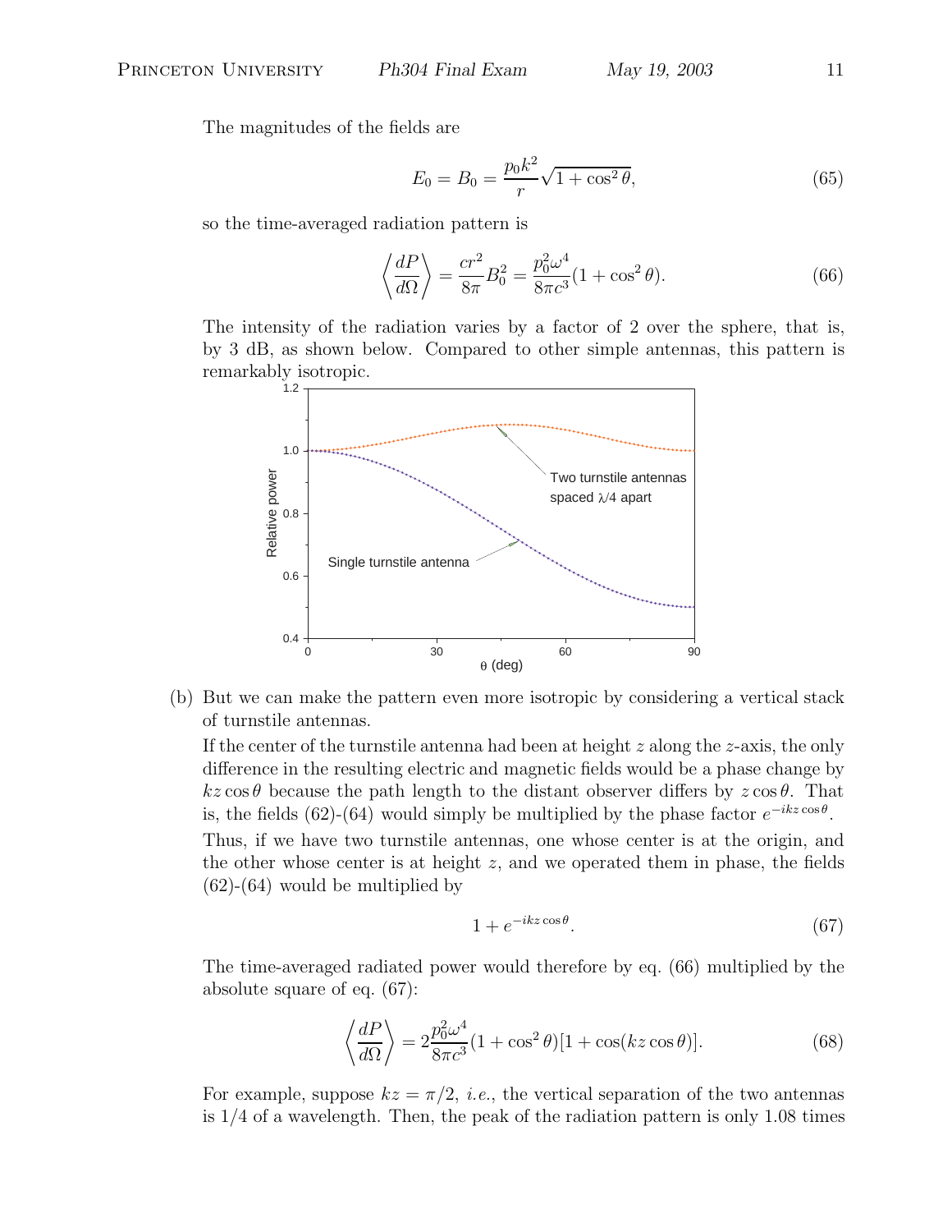The magnitudes of the fields are

$$E_0 = B_0 = \frac{p_0 k^2}{r}\sqrt{1 + \cos^2\theta}, \tag{65}$$

so the time-averaged radiation pattern is

$$\left\langle \frac{dP}{d\Omega} \right\rangle = \frac{cr^2}{8\pi} B_0^2 = \frac{p_0^2 \omega^4}{8\pi c^3}(1 + \cos^2\theta). \tag{66}$$

The intensity of the radiation varies by a factor of 2 over the sphere, that is, by 3 dB, as shown below. Compared to other simple antennas, this pattern is remarkably isotropic.

(b) But we can make the pattern even more isotropic by considering a vertical stack of turnstile antennas.

If the center of the turnstile antenna had been at height $z$ along the $z$-axis, the only difference in the resulting electric and magnetic fields would be a phase change by $kz\cos\theta$ because the path length to the distant observer differs by $z\cos\theta$. That is, the fields (62)-(64) would simply be multiplied by the phase factor $e^{-ikz\cos\theta}$.

Thus, if we have two turnstile antennas, one whose center is at the origin, and the other whose center is at height $z$, and we operated them in phase, the fields (62)-(64) would be multiplied by

$$1 + e^{-ikz\cos\theta}. \tag{67}$$

The time-averaged radiated power would therefore by eq. (66) multiplied by the absolute square of eq. (67):

$$\left\langle \frac{dP}{d\Omega} \right\rangle = 2\frac{p_0^2 \omega^4}{8\pi c^3}(1 + \cos^2\theta)[1 + \cos(kz\cos\theta)]. \tag{68}$$

For example, suppose $kz = \pi/2$, *i.e.*, the vertical separation of the two antennas is 1/4 of a wavelength. Then, the peak of the radiation pattern is only 1.08 times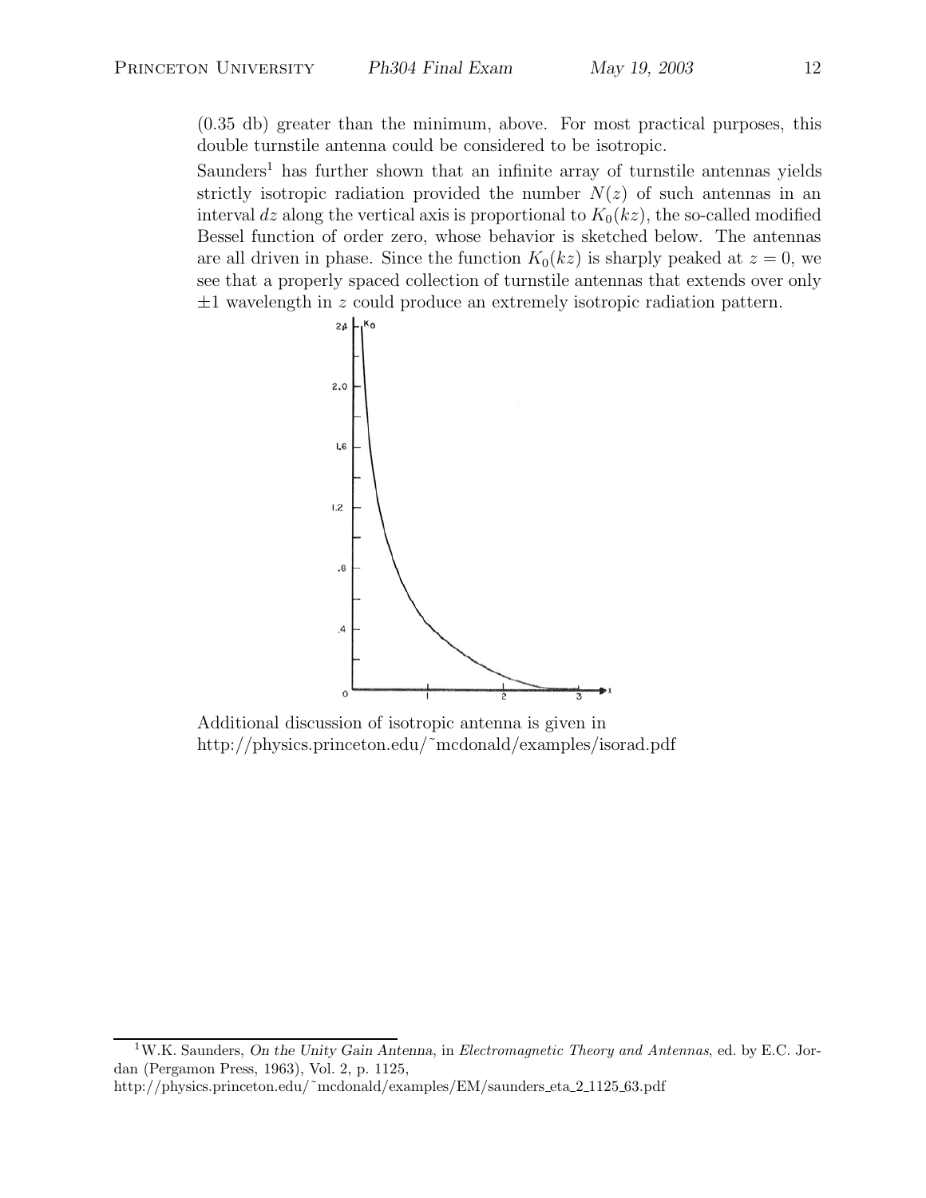(0.35 db) greater than the minimum, above. For most practical purposes, this double turnstile antenna could be considered to be isotropic.

Saunders[1] has further shown that an infinite array of turnstile antennas yields strictly isotropic radiation provided the number $N(z)$ of such antennas in an interval $dz$ along the vertical axis is proportional to $K_0(kz)$, the so-called modified Bessel function of order zero, whose behavior is sketched below. The antennas are all driven in phase. Since the function $K_0(kz)$ is sharply peaked at $z = 0$, we see that a properly spaced collection of turnstile antennas that extends over only $\pm 1$ wavelength in $z$ could produce an extremely isotropic radiation pattern.

K0

2.4

2.0

1.6

1.2

.8

.4

0

1

2

3

x

Additional discussion of isotropic antenna is given in
http://physics.princeton.edu/~mcdonald/examples/isorad.pdf

[1] W.K. Saunders, *On the Unity Gain Antenna*, in *Electromagnetic Theory and Antennas*, ed. by E.C. Jordan (Pergamon Press, 1963), Vol. 2, p. 1125,
http://physics.princeton.edu/~mcdonald/examples/EM/saunders_eta_2_1125_63.pdf